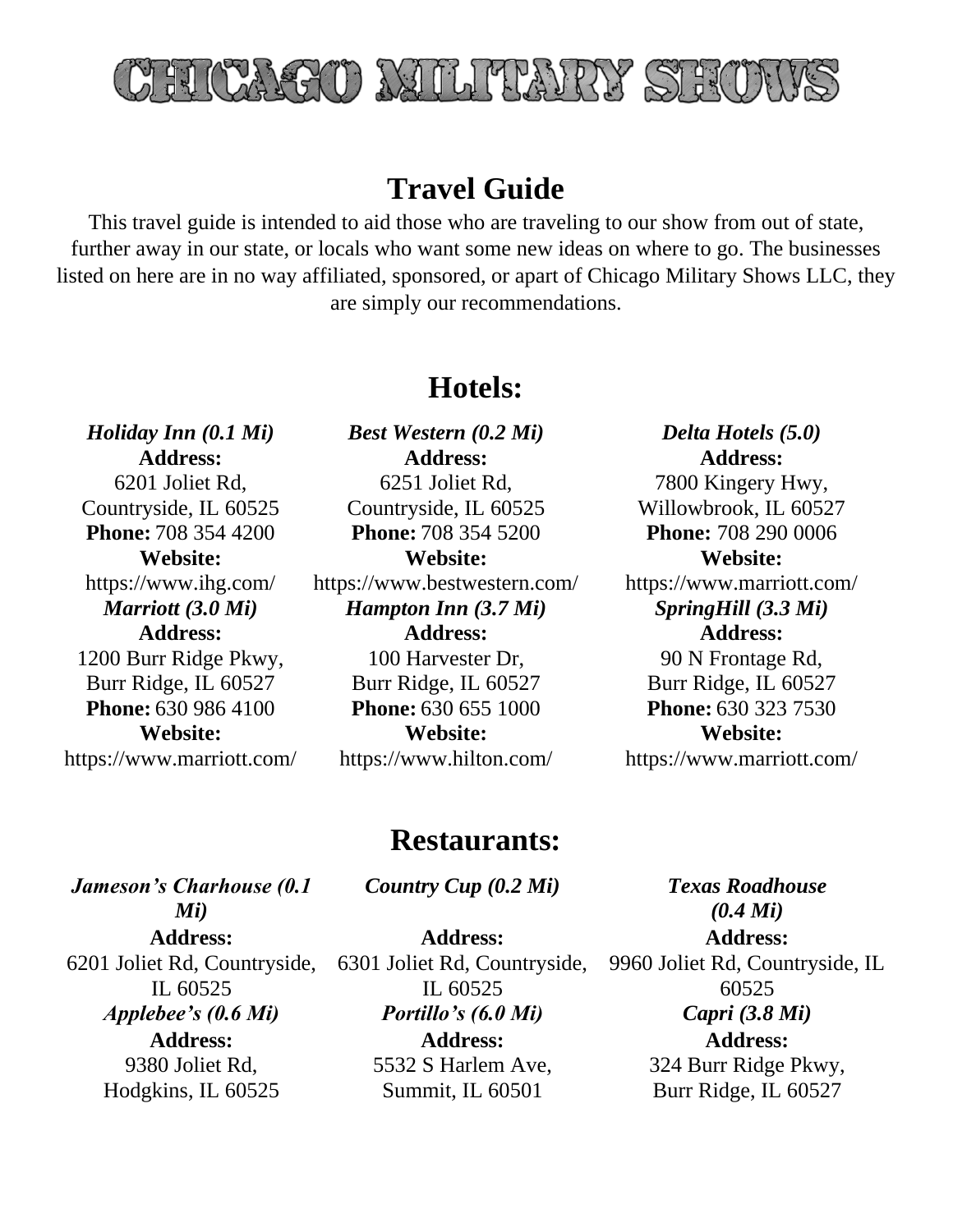# CHICAGO MILITARY SHOWS

## Travel Guide

This travel guide is intended to aid those who are traveling to our show from out of state, further away in our state, or locals who want some new ideas on where to go. The businesses listed on here are in no way affiliated, sponsored, or apart of Chicago Military Shows LLC, they are simply our recommendations.

## Hotels:

***Holiday Inn (0.1 Mi)***
**Address:**
6201 Joliet Rd,
Countryside, IL 60525
**Phone:** 708 354 4200
**Website:**
https://www.ihg.com/

***Best Western (0.2 Mi)***
**Address:**
6251 Joliet Rd,
Countryside, IL 60525
**Phone:** 708 354 5200
**Website:**
https://www.bestwestern.com/

***Delta Hotels (5.0)***
**Address:**
7800 Kingery Hwy,
Willowbrook, IL 60527
**Phone:** 708 290 0006
**Website:**
https://www.marriott.com/

***Marriott (3.0 Mi)***
**Address:**
1200 Burr Ridge Pkwy,
Burr Ridge, IL 60527
**Phone:** 630 986 4100
**Website:**
https://www.marriott.com/

***Hampton Inn (3.7 Mi)***
**Address:**
100 Harvester Dr,
Burr Ridge, IL 60527
**Phone:** 630 655 1000
**Website:**
https://www.hilton.com/

***SpringHill (3.3 Mi)***
**Address:**
90 N Frontage Rd,
Burr Ridge, IL 60527
**Phone:** 630 323 7530
**Website:**
https://www.marriott.com/

## Restaurants:

***Jameson's Charhouse (0.1 Mi)***
**Address:**
6201 Joliet Rd, Countryside, IL 60525

***Country Cup (0.2 Mi)***
**Address:**
6301 Joliet Rd, Countryside, IL 60525

***Texas Roadhouse (0.4 Mi)***
**Address:**
9960 Joliet Rd, Countryside, IL 60525

***Applebee's (0.6 Mi)***
**Address:**
9380 Joliet Rd,
Hodgkins, IL 60525

***Portillo's (6.0 Mi)***
**Address:**
5532 S Harlem Ave,
Summit, IL 60501

***Capri (3.8 Mi)***
**Address:**
324 Burr Ridge Pkwy,
Burr Ridge, IL 60527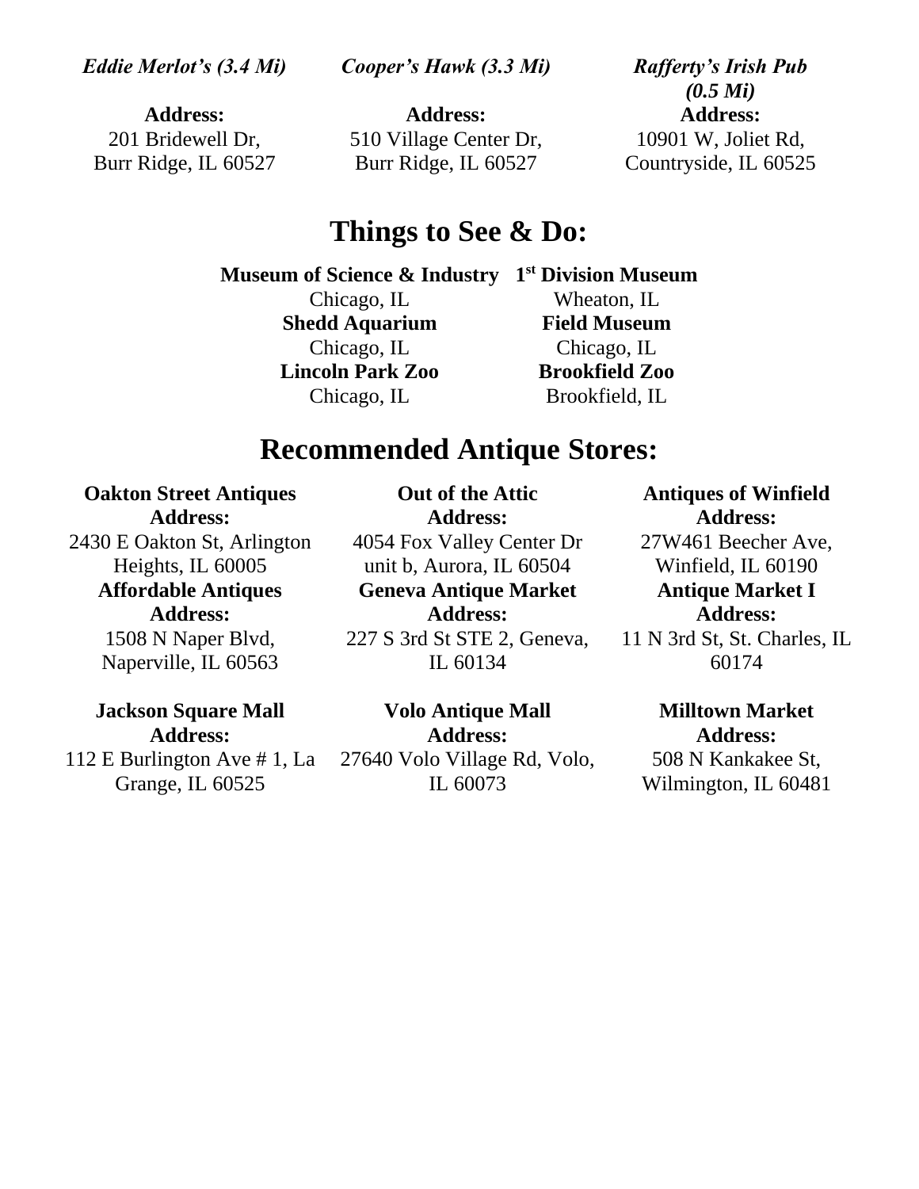*Eddie Merlot's (3.4 Mi)*

**Address:**
201 Bridewell Dr,
Burr Ridge, IL 60527

*Cooper's Hawk (3.3 Mi)*

**Address:**
510 Village Center Dr,
Burr Ridge, IL 60527

*Rafferty's Irish Pub (0.5 Mi)*

**Address:**
10901 W, Joliet Rd,
Countryside, IL 60525

# Things to See & Do:

**Museum of Science & Industry**
Chicago, IL

**Shedd Aquarium**
Chicago, IL

**Lincoln Park Zoo**
Chicago, IL

**1st Division Museum**
Wheaton, IL

**Field Museum**
Chicago, IL

**Brookfield Zoo**
Brookfield, IL

# Recommended Antique Stores:

**Oakton Street Antiques**
**Address:**
2430 E Oakton St, Arlington Heights, IL 60005

**Out of the Attic**
**Address:**
4054 Fox Valley Center Dr unit b, Aurora, IL 60504

**Antiques of Winfield**
**Address:**
27W461 Beecher Ave, Winfield, IL 60190

**Affordable Antiques**
**Address:**
1508 N Naper Blvd, Naperville, IL 60563

**Geneva Antique Market**
**Address:**
227 S 3rd St STE 2, Geneva, IL 60134

**Antique Market I**
**Address:**
11 N 3rd St, St. Charles, IL 60174

**Jackson Square Mall**
**Address:**
112 E Burlington Ave # 1, La Grange, IL 60525

**Volo Antique Mall**
**Address:**
27640 Volo Village Rd, Volo, IL 60073

**Milltown Market**
**Address:**
508 N Kankakee St, Wilmington, IL 60481